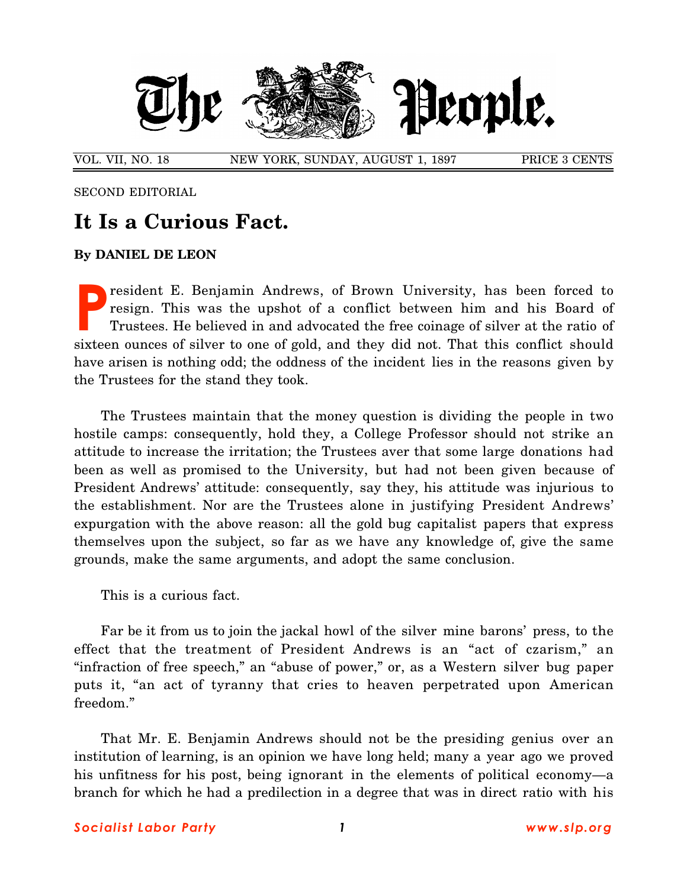# The People.

VOL. VII, NO. 18 NEW YORK, SUNDAY, AUGUST 1, 1897 PRICE 3 CENTS

SECOND EDITORIAL

## It Is a Curious Fact.

**By DANIEL DE LEON**

President E. Benjamin Andrews, of Brown University, has been forced to resign. This was the upshot of a conflict between him and his Board of Trustees. He believed in and advocated the free coinage of silver at the ratio of sixteen ounces of silver to one of gold, and they did not. That this conflict should have arisen is nothing odd; the oddness of the incident lies in the reasons given by the Trustees for the stand they took.

The Trustees maintain that the money question is dividing the people in two hostile camps: consequently, hold they, a College Professor should not strike an attitude to increase the irritation; the Trustees aver that some large donations had been as well as promised to the University, but had not been given because of President Andrews' attitude: consequently, say they, his attitude was injurious to the establishment. Nor are the Trustees alone in justifying President Andrews' expurgation with the above reason: all the gold bug capitalist papers that express themselves upon the subject, so far as we have any knowledge of, give the same grounds, make the same arguments, and adopt the same conclusion.

This is a curious fact.

Far be it from us to join the jackal howl of the silver mine barons' press, to the effect that the treatment of President Andrews is an "act of czarism," an "infraction of free speech," an "abuse of power," or, as a Western silver bug paper puts it, "an act of tyranny that cries to heaven perpetrated upon American freedom."

That Mr. E. Benjamin Andrews should not be the presiding genius over an institution of learning, is an opinion we have long held; many a year ago we proved his unfitness for his post, being ignorant in the elements of political economy—a branch for which he had a predilection in a degree that was in direct ratio with his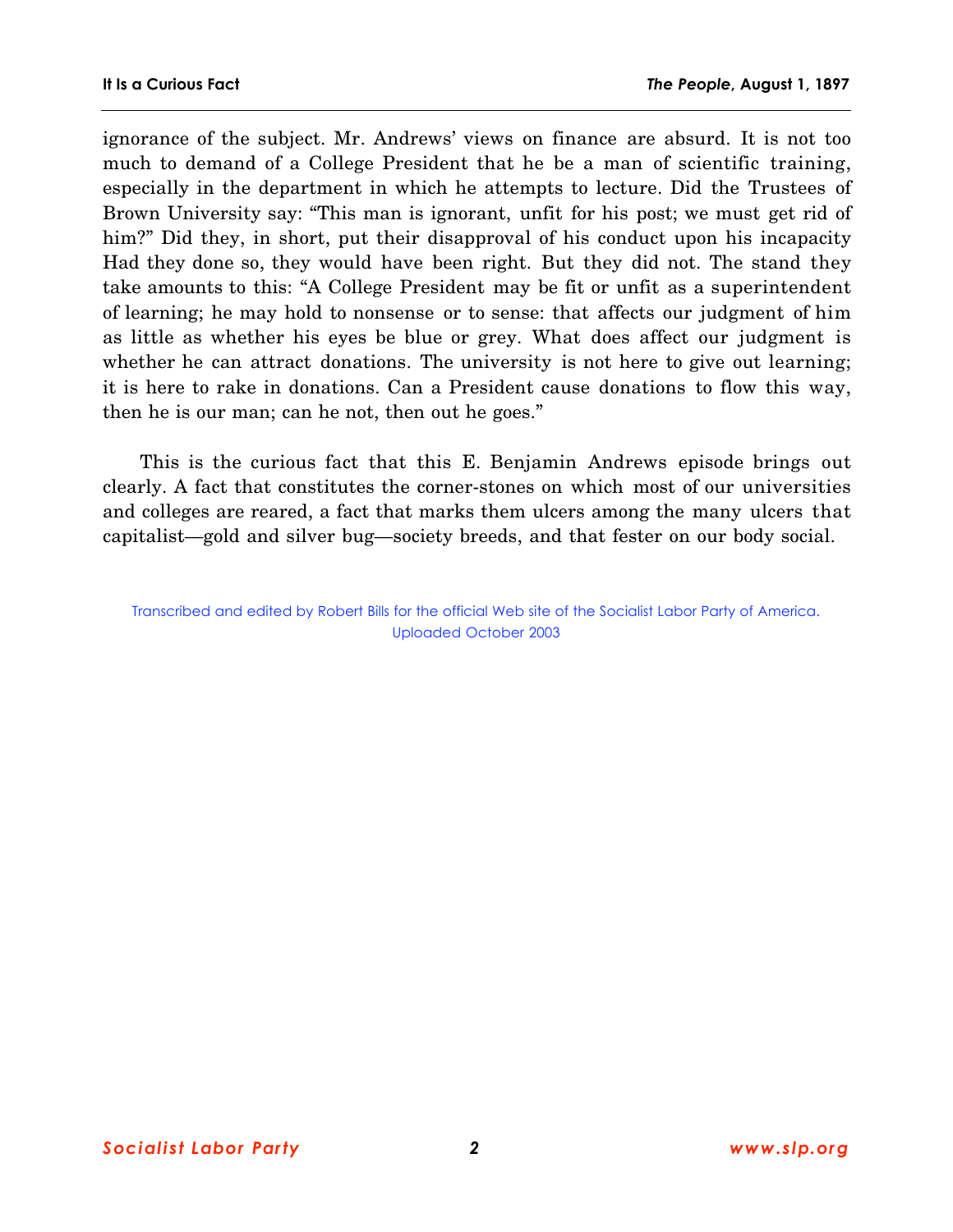ignorance of the subject. Mr. Andrews' views on finance are absurd. It is not too much to demand of a College President that he be a man of scientific training, especially in the department in which he attempts to lecture. Did the Trustees of Brown University say: "This man is ignorant, unfit for his post; we must get rid of him?" Did they, in short, put their disapproval of his conduct upon his incapacity Had they done so, they would have been right. But they did not. The stand they take amounts to this: "A College President may be fit or unfit as a superintendent of learning; he may hold to nonsense or to sense: that affects our judgment of him as little as whether his eyes be blue or grey. What does affect our judgment is whether he can attract donations. The university is not here to give out learning; it is here to rake in donations. Can a President cause donations to flow this way, then he is our man; can he not, then out he goes."

This is the curious fact that this E. Benjamin Andrews episode brings out clearly. A fact that constitutes the corner-stones on which most of our universities and colleges are reared, a fact that marks them ulcers among the many ulcers that capitalist—gold and silver bug—society breeds, and that fester on our body social.

Transcribed and edited by Robert Bills for the official Web site of the Socialist Labor Party of America.
Uploaded October 2003